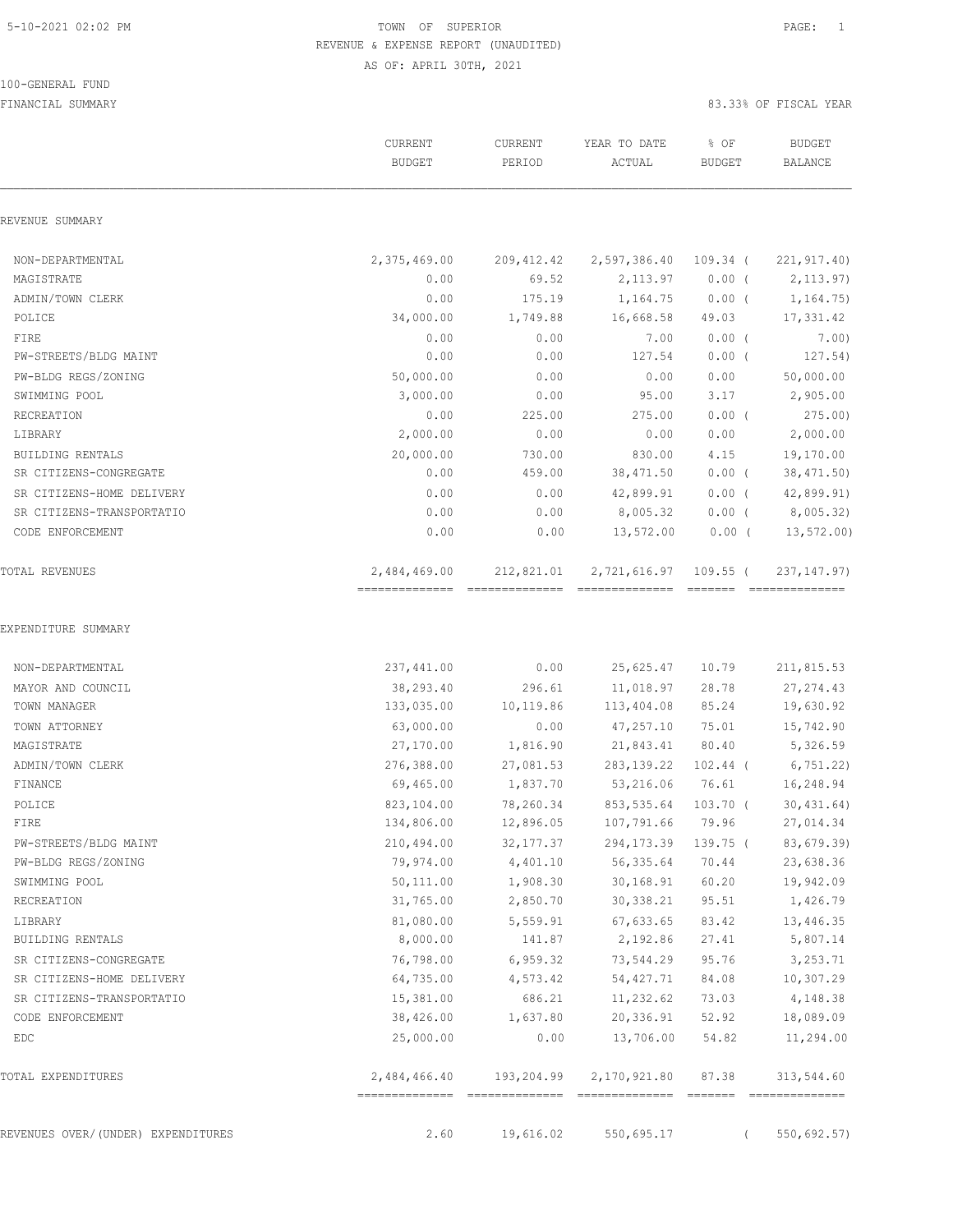5-10-2021 02:02 PM

# TOWN OF SUPERIOR

## REVENUE & EXPENSE REPORT (UNAUDITED)

AS OF: APRIL 30TH, 2021

100-GENERAL FUND

FINANCIAL SUMMARY — 83.33% OF FISCAL YEAR

| | CURRENT BUDGET | CURRENT PERIOD | YEAR TO DATE ACTUAL | % OF BUDGET | BUDGET BALANCE |
|---|---|---|---|---|---|
| **REVENUE SUMMARY** | | | | | |
| NON-DEPARTMENTAL | 2,375,469.00 | 209,412.42 | 2,597,386.40 | 109.34 | ( 221,917.40) |
| MAGISTRATE | 0.00 | 69.52 | 2,113.97 | 0.00 | ( 2,113.97) |
| ADMIN/TOWN CLERK | 0.00 | 175.19 | 1,164.75 | 0.00 | ( 1,164.75) |
| POLICE | 34,000.00 | 1,749.88 | 16,668.58 | 49.03 | 17,331.42 |
| FIRE | 0.00 | 0.00 | 7.00 | 0.00 | ( 7.00) |
| PW-STREETS/BLDG MAINT | 0.00 | 0.00 | 127.54 | 0.00 | ( 127.54) |
| PW-BLDG REGS/ZONING | 50,000.00 | 0.00 | 0.00 | 0.00 | 50,000.00 |
| SWIMMING POOL | 3,000.00 | 0.00 | 95.00 | 3.17 | 2,905.00 |
| RECREATION | 0.00 | 225.00 | 275.00 | 0.00 | ( 275.00) |
| LIBRARY | 2,000.00 | 0.00 | 0.00 | 0.00 | 2,000.00 |
| BUILDING RENTALS | 20,000.00 | 730.00 | 830.00 | 4.15 | 19,170.00 |
| SR CITIZENS-CONGREGATE | 0.00 | 459.00 | 38,471.50 | 0.00 | ( 38,471.50) |
| SR CITIZENS-HOME DELIVERY | 0.00 | 0.00 | 42,899.91 | 0.00 | ( 42,899.91) |
| SR CITIZENS-TRANSPORTATIO | 0.00 | 0.00 | 8,005.32 | 0.00 | ( 8,005.32) |
| CODE ENFORCEMENT | 0.00 | 0.00 | 13,572.00 | 0.00 | ( 13,572.00) |
| TOTAL REVENUES | 2,484,469.00 | 212,821.01 | 2,721,616.97 | 109.55 | ( 237,147.97) |
| **EXPENDITURE SUMMARY** | | | | | |
| NON-DEPARTMENTAL | 237,441.00 | 0.00 | 25,625.47 | 10.79 | 211,815.53 |
| MAYOR AND COUNCIL | 38,293.40 | 296.61 | 11,018.97 | 28.78 | 27,274.43 |
| TOWN MANAGER | 133,035.00 | 10,119.86 | 113,404.08 | 85.24 | 19,630.92 |
| TOWN ATTORNEY | 63,000.00 | 0.00 | 47,257.10 | 75.01 | 15,742.90 |
| MAGISTRATE | 27,170.00 | 1,816.90 | 21,843.41 | 80.40 | 5,326.59 |
| ADMIN/TOWN CLERK | 276,388.00 | 27,081.53 | 283,139.22 | 102.44 | ( 6,751.22) |
| FINANCE | 69,465.00 | 1,837.70 | 53,216.06 | 76.61 | 16,248.94 |
| POLICE | 823,104.00 | 78,260.34 | 853,535.64 | 103.70 | ( 30,431.64) |
| FIRE | 134,806.00 | 12,896.05 | 107,791.66 | 79.96 | 27,014.34 |
| PW-STREETS/BLDG MAINT | 210,494.00 | 32,177.37 | 294,173.39 | 139.75 | ( 83,679.39) |
| PW-BLDG REGS/ZONING | 79,974.00 | 4,401.10 | 56,335.64 | 70.44 | 23,638.36 |
| SWIMMING POOL | 50,111.00 | 1,908.30 | 30,168.91 | 60.20 | 19,942.09 |
| RECREATION | 31,765.00 | 2,850.70 | 30,338.21 | 95.51 | 1,426.79 |
| LIBRARY | 81,080.00 | 5,559.91 | 67,633.65 | 83.42 | 13,446.35 |
| BUILDING RENTALS | 8,000.00 | 141.87 | 2,192.86 | 27.41 | 5,807.14 |
| SR CITIZENS-CONGREGATE | 76,798.00 | 6,959.32 | 73,544.29 | 95.76 | 3,253.71 |
| SR CITIZENS-HOME DELIVERY | 64,735.00 | 4,573.42 | 54,427.71 | 84.08 | 10,307.29 |
| SR CITIZENS-TRANSPORTATIO | 15,381.00 | 686.21 | 11,232.62 | 73.03 | 4,148.38 |
| CODE ENFORCEMENT | 38,426.00 | 1,637.80 | 20,336.91 | 52.92 | 18,089.09 |
| EDC | 25,000.00 | 0.00 | 13,706.00 | 54.82 | 11,294.00 |
| TOTAL EXPENDITURES | 2,484,466.40 | 193,204.99 | 2,170,921.80 | 87.38 | 313,544.60 |
| REVENUES OVER/(UNDER) EXPENDITURES | 2.60 | 19,616.02 | 550,695.17 | | ( 550,692.57) |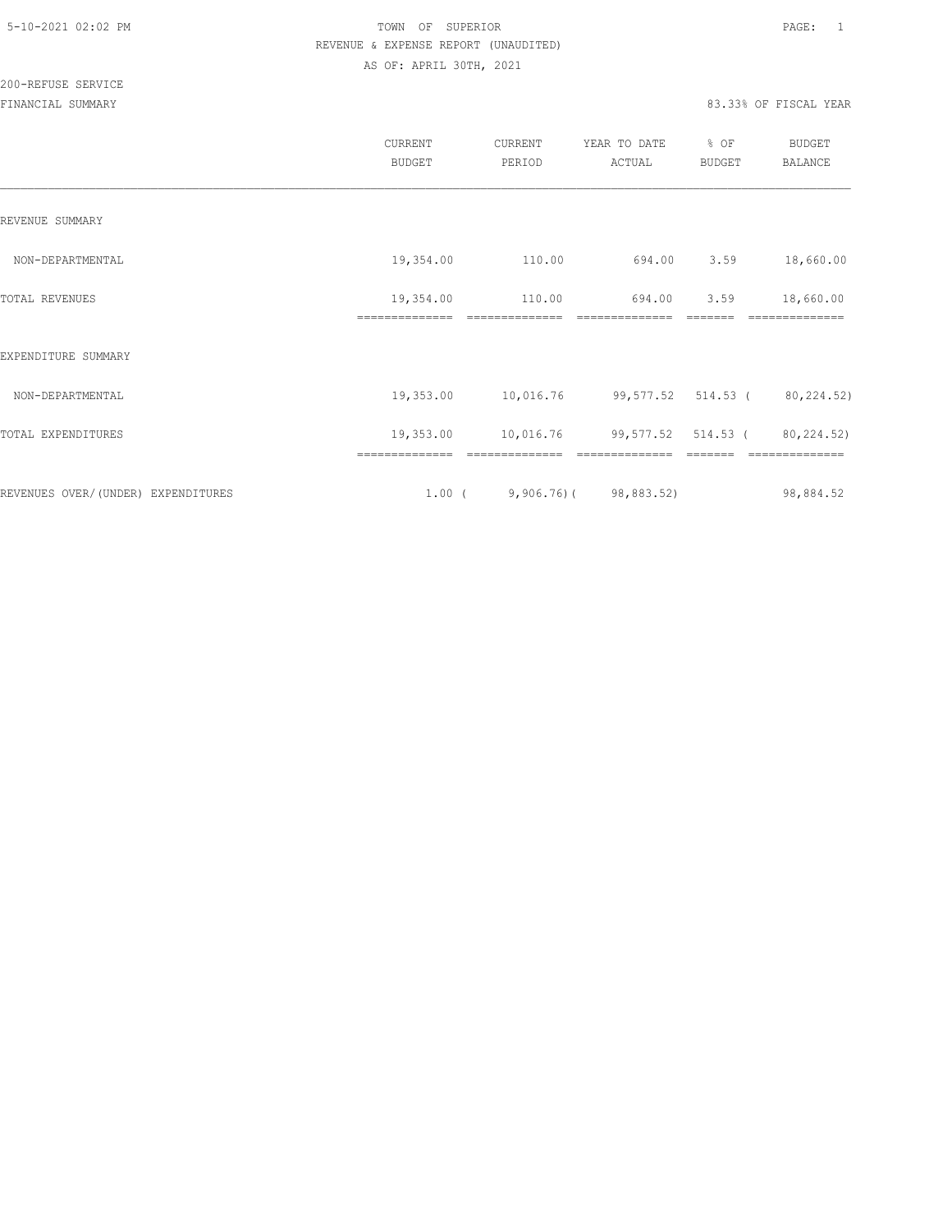TOWN OF SUPERIOR

REVENUE & EXPENSE REPORT (UNAUDITED)

AS OF: APRIL 30TH, 2021

200-REFUSE SERVICE

FINANCIAL SUMMARY

83.33% OF FISCAL YEAR

| | CURRENT BUDGET | CURRENT PERIOD | YEAR TO DATE ACTUAL | % OF BUDGET | BUDGET BALANCE |
|---|---|---|---|---|---|
| REVENUE SUMMARY | | | | | |
| NON-DEPARTMENTAL | 19,354.00 | 110.00 | 694.00 | 3.59 | 18,660.00 |
| TOTAL REVENUES | 19,354.00 | 110.00 | 694.00 | 3.59 | 18,660.00 |
| EXPENDITURE SUMMARY | | | | | |
| NON-DEPARTMENTAL | 19,353.00 | 10,016.76 | 99,577.52 | 514.53 | ( 80,224.52) |
| TOTAL EXPENDITURES | 19,353.00 | 10,016.76 | 99,577.52 | 514.53 | ( 80,224.52) |
| REVENUES OVER/(UNDER) EXPENDITURES | 1.00 | ( 9,906.76) | ( 98,883.52) | | 98,884.52 |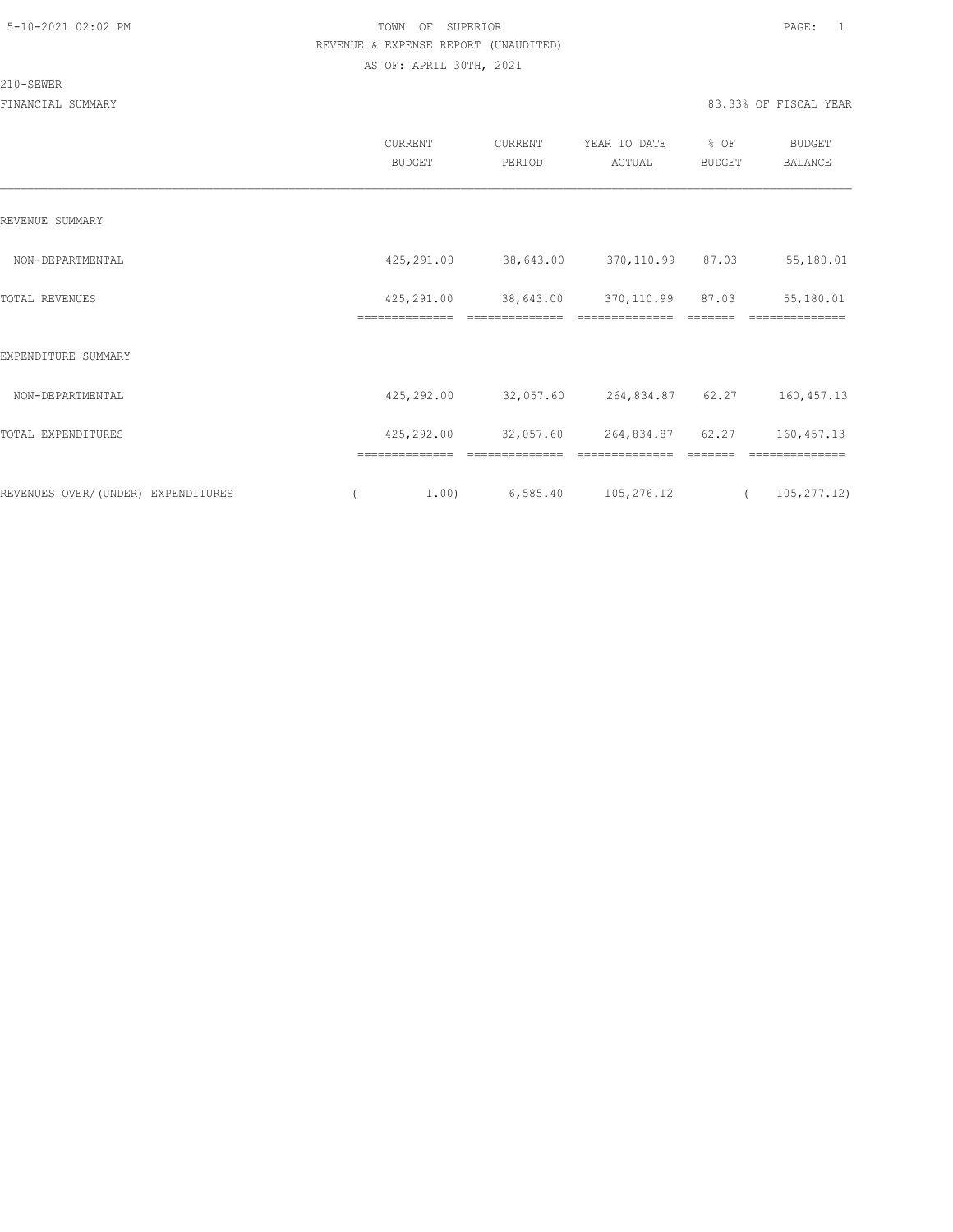5-10-2021 02:02 PM TOWN OF SUPERIOR PAGE: 1

REVENUE & EXPENSE REPORT (UNAUDITED)

AS OF: APRIL 30TH, 2021

210-SEWER

FINANCIAL SUMMARY 83.33% OF FISCAL YEAR

| | CURRENT BUDGET | CURRENT PERIOD | YEAR TO DATE ACTUAL | % OF BUDGET | BUDGET BALANCE |
|---|---|---|---|---|---|
| REVENUE SUMMARY | | | | | |
| NON-DEPARTMENTAL | 425,291.00 | 38,643.00 | 370,110.99 | 87.03 | 55,180.01 |
| TOTAL REVENUES | 425,291.00 | 38,643.00 | 370,110.99 | 87.03 | 55,180.01 |
| EXPENDITURE SUMMARY | | | | | |
| NON-DEPARTMENTAL | 425,292.00 | 32,057.60 | 264,834.87 | 62.27 | 160,457.13 |
| TOTAL EXPENDITURES | 425,292.00 | 32,057.60 | 264,834.87 | 62.27 | 160,457.13 |
| REVENUES OVER/(UNDER) EXPENDITURES | ( 1.00) | 6,585.40 | 105,276.12 | | ( 105,277.12) |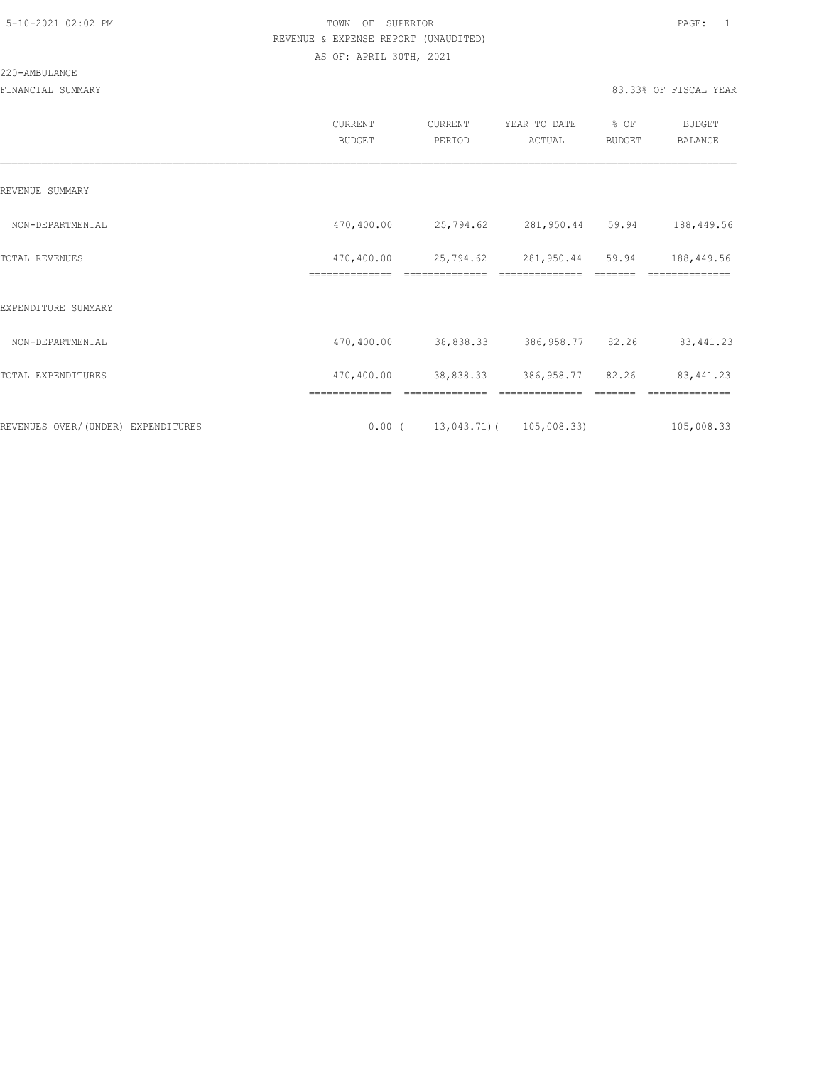5-10-2021 02:02 PM

TOWN OF SUPERIOR

REVENUE & EXPENSE REPORT (UNAUDITED)

AS OF: APRIL 30TH, 2021

220-AMBULANCE

FINANCIAL SUMMARY

83.33% OF FISCAL YEAR

| | CURRENT BUDGET | CURRENT PERIOD | YEAR TO DATE ACTUAL | % OF BUDGET | BUDGET BALANCE |
|---|---|---|---|---|---|
| REVENUE SUMMARY | | | | | |
| NON-DEPARTMENTAL | 470,400.00 | 25,794.62 | 281,950.44 | 59.94 | 188,449.56 |
| TOTAL REVENUES | 470,400.00 | 25,794.62 | 281,950.44 | 59.94 | 188,449.56 |
| EXPENDITURE SUMMARY | | | | | |
| NON-DEPARTMENTAL | 470,400.00 | 38,838.33 | 386,958.77 | 82.26 | 83,441.23 |
| TOTAL EXPENDITURES | 470,400.00 | 38,838.33 | 386,958.77 | 82.26 | 83,441.23 |
| REVENUES OVER/(UNDER) EXPENDITURES | 0.00 | ( 13,043.71) | ( 105,008.33) | | 105,008.33 |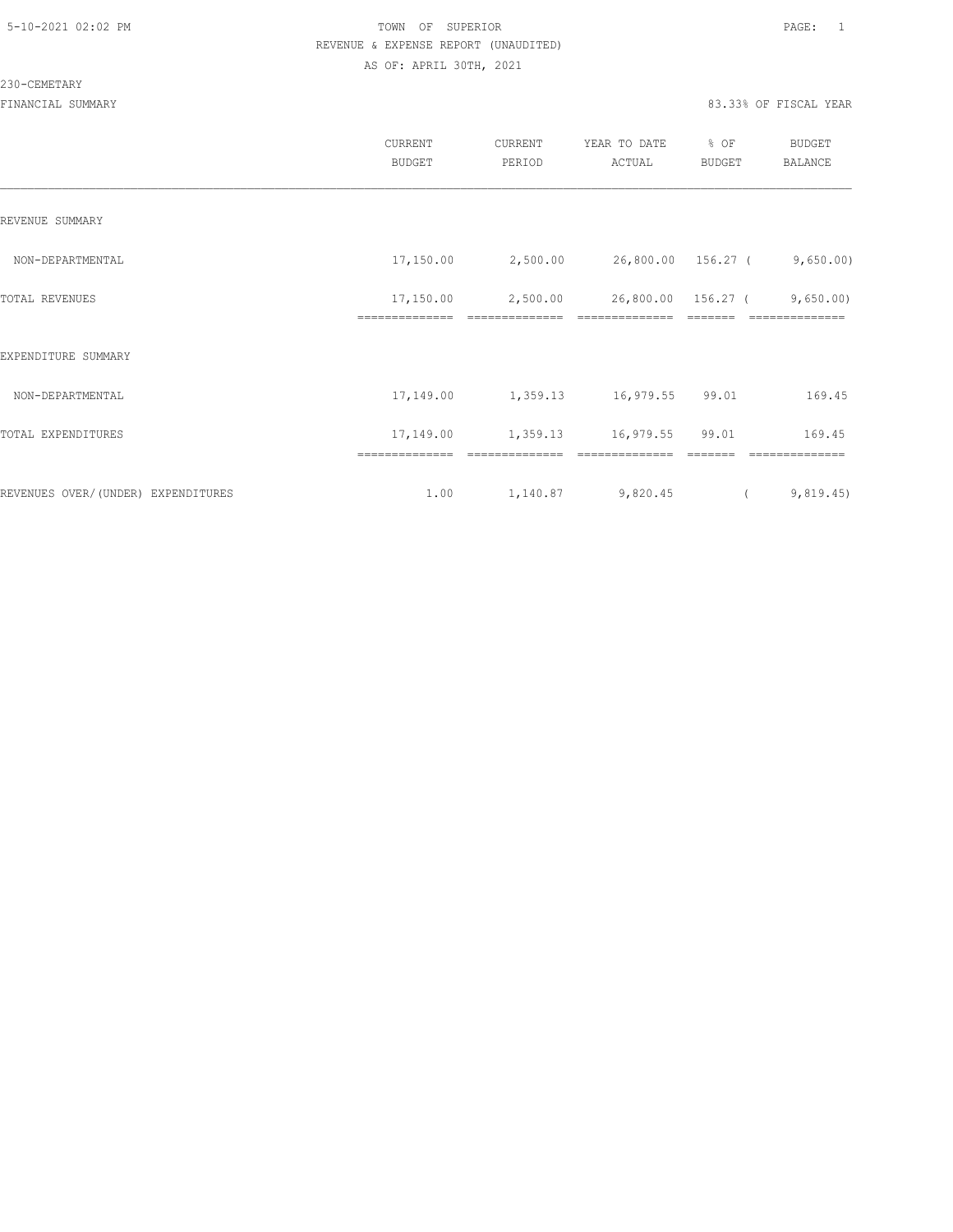TOWN OF SUPERIOR
REVENUE & EXPENSE REPORT (UNAUDITED)
AS OF: APRIL 30TH, 2021

230-CEMETARY

FINANCIAL SUMMARY

83.33% OF FISCAL YEAR

| | CURRENT BUDGET | CURRENT PERIOD | YEAR TO DATE ACTUAL | % OF BUDGET | BUDGET BALANCE |
|---|---|---|---|---|---|
| REVENUE SUMMARY | | | | | |
| NON-DEPARTMENTAL | 17,150.00 | 2,500.00 | 26,800.00 | 156.27 | ( 9,650.00) |
| TOTAL REVENUES | 17,150.00 | 2,500.00 | 26,800.00 | 156.27 | ( 9,650.00) |
| EXPENDITURE SUMMARY | | | | | |
| NON-DEPARTMENTAL | 17,149.00 | 1,359.13 | 16,979.55 | 99.01 | 169.45 |
| TOTAL EXPENDITURES | 17,149.00 | 1,359.13 | 16,979.55 | 99.01 | 169.45 |
| REVENUES OVER/(UNDER) EXPENDITURES | 1.00 | 1,140.87 | 9,820.45 | | ( 9,819.45) |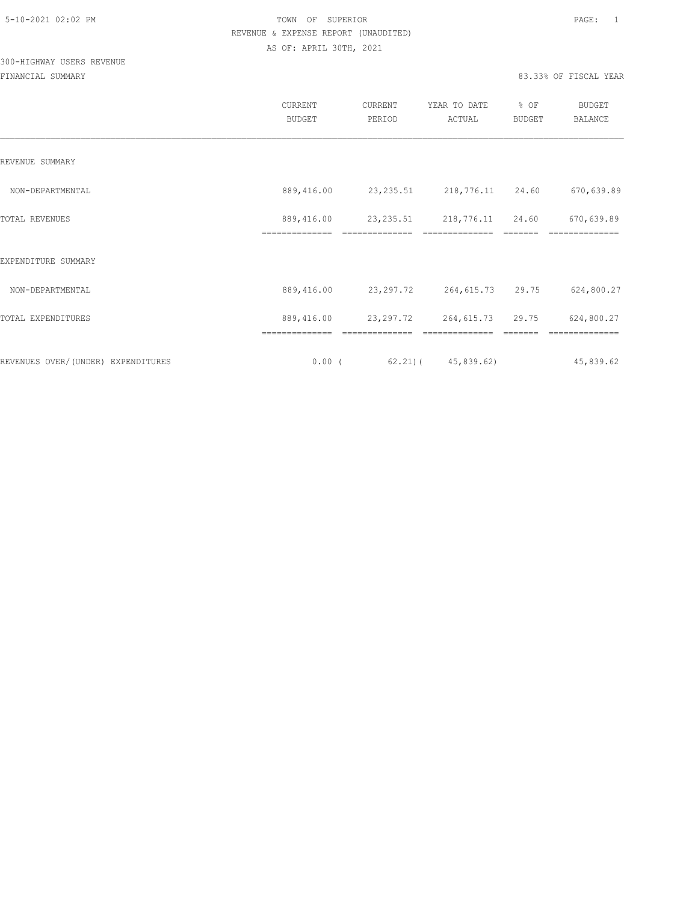TOWN OF SUPERIOR

REVENUE & EXPENSE REPORT (UNAUDITED)

AS OF: APRIL 30TH, 2021

300-HIGHWAY USERS REVENUE

FINANCIAL SUMMARY

83.33% OF FISCAL YEAR

| | CURRENT BUDGET | CURRENT PERIOD | YEAR TO DATE ACTUAL | % OF BUDGET | BUDGET BALANCE |
|---|---|---|---|---|---|
| REVENUE SUMMARY | | | | | |
| NON-DEPARTMENTAL | 889,416.00 | 23,235.51 | 218,776.11 | 24.60 | 670,639.89 |
| TOTAL REVENUES | 889,416.00 | 23,235.51 | 218,776.11 | 24.60 | 670,639.89 |
| EXPENDITURE SUMMARY | | | | | |
| NON-DEPARTMENTAL | 889,416.00 | 23,297.72 | 264,615.73 | 29.75 | 624,800.27 |
| TOTAL EXPENDITURES | 889,416.00 | 23,297.72 | 264,615.73 | 29.75 | 624,800.27 |
| REVENUES OVER/(UNDER) EXPENDITURES | 0.00 | ( 62.21) | ( 45,839.62) | | 45,839.62 |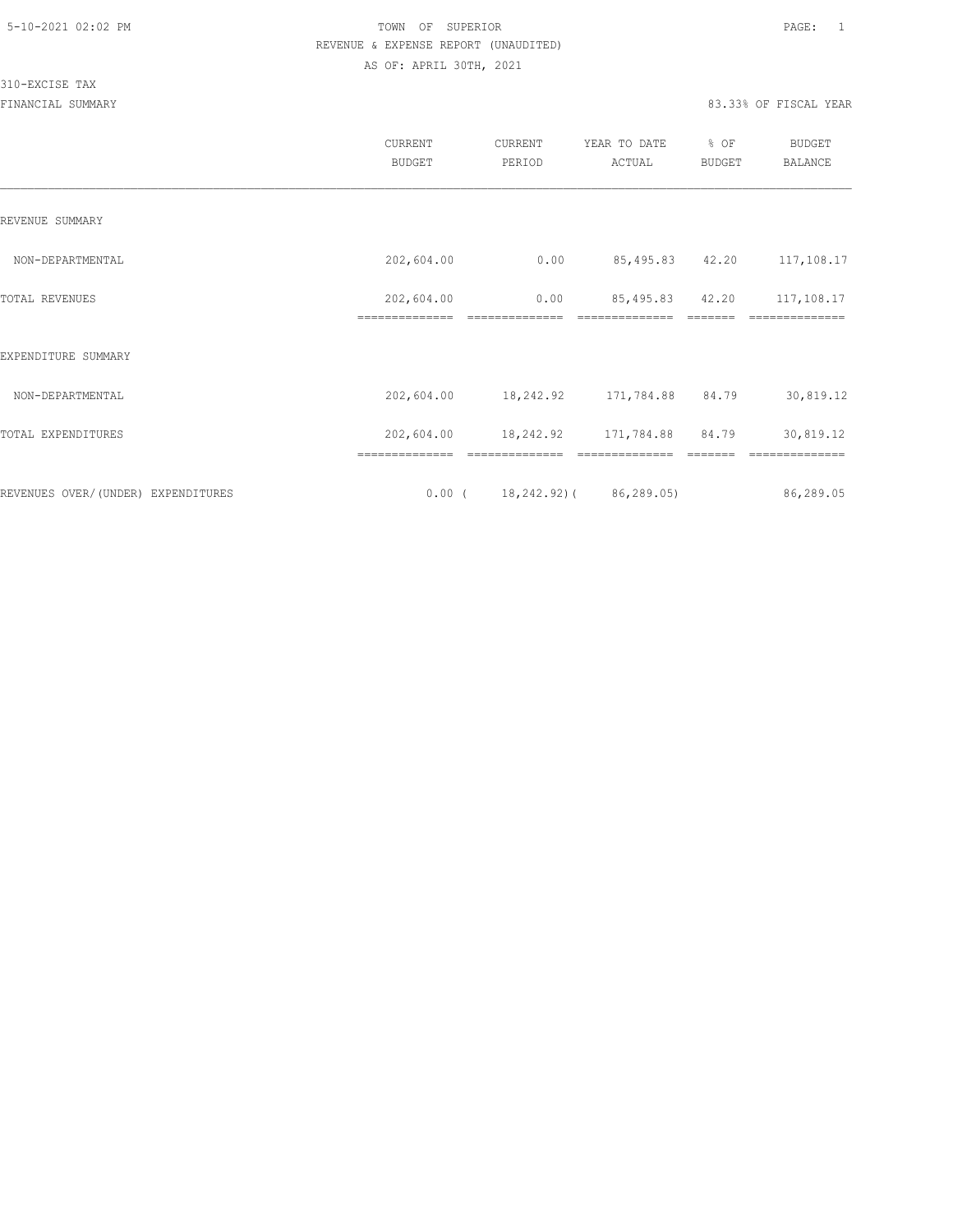TOWN OF SUPERIOR

REVENUE & EXPENSE REPORT (UNAUDITED)

AS OF: APRIL 30TH, 2021

310-EXCISE TAX

FINANCIAL SUMMARY — 83.33% OF FISCAL YEAR

| | CURRENT BUDGET | CURRENT PERIOD | YEAR TO DATE ACTUAL | % OF BUDGET | BUDGET BALANCE |
|---|---|---|---|---|---|
| REVENUE SUMMARY | | | | | |
| NON-DEPARTMENTAL | 202,604.00 | 0.00 | 85,495.83 | 42.20 | 117,108.17 |
| TOTAL REVENUES | 202,604.00 | 0.00 | 85,495.83 | 42.20 | 117,108.17 |
| EXPENDITURE SUMMARY | | | | | |
| NON-DEPARTMENTAL | 202,604.00 | 18,242.92 | 171,784.88 | 84.79 | 30,819.12 |
| TOTAL EXPENDITURES | 202,604.00 | 18,242.92 | 171,784.88 | 84.79 | 30,819.12 |
| REVENUES OVER/(UNDER) EXPENDITURES | 0.00 | ( 18,242.92) | ( 86,289.05) | | 86,289.05 |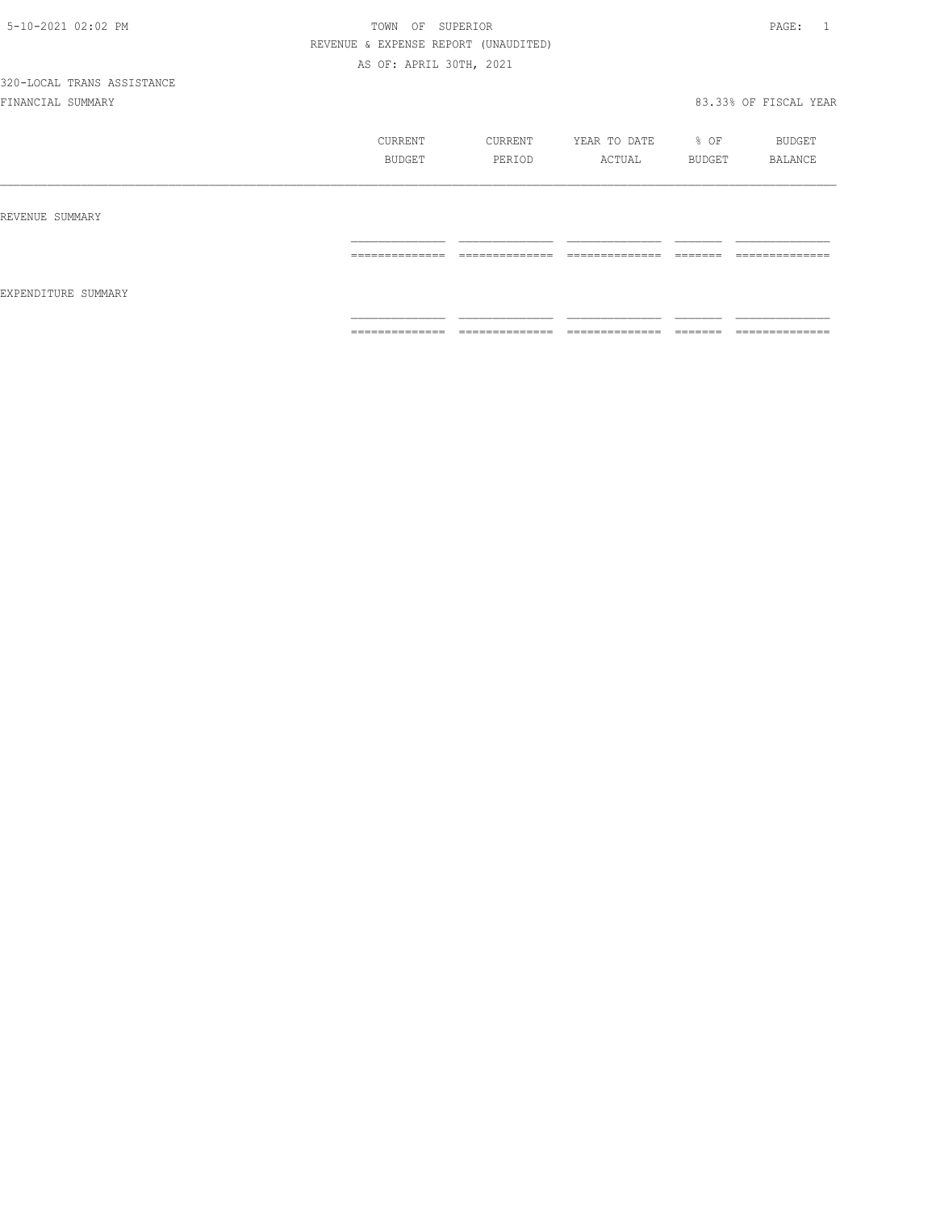TOWN OF SUPERIOR

REVENUE & EXPENSE REPORT (UNAUDITED)

AS OF: APRIL 30TH, 2021

320-LOCAL TRANS ASSISTANCE

FINANCIAL SUMMARY 83.33% OF FISCAL YEAR

| | CURRENT BUDGET | CURRENT PERIOD | YEAR TO DATE ACTUAL | % OF BUDGET | BUDGET BALANCE |
|---|---|---|---|---|---|
| REVENUE SUMMARY | | | | | |
| EXPENDITURE SUMMARY | | | | | |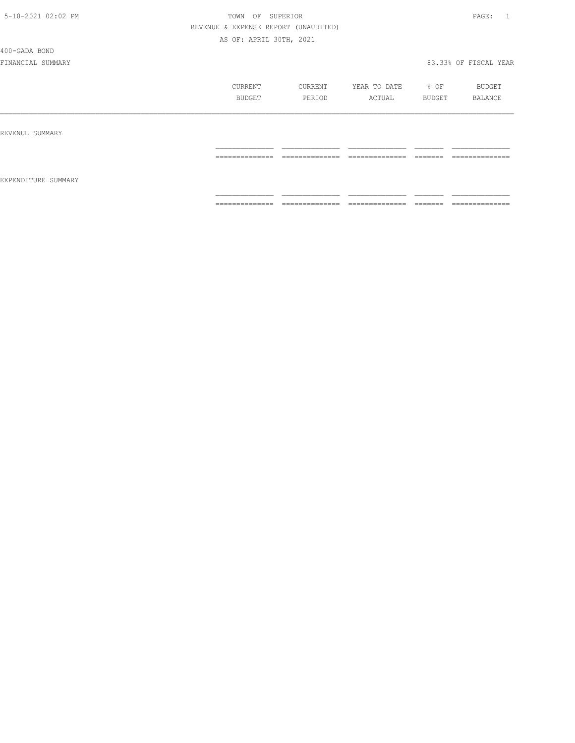TOWN OF SUPERIOR

REVENUE & EXPENSE REPORT (UNAUDITED)

AS OF: APRIL 30TH, 2021

400-GADA BOND

FINANCIAL SUMMARY

83.33% OF FISCAL YEAR

| | CURRENT BUDGET | CURRENT PERIOD | YEAR TO DATE ACTUAL | % OF BUDGET | BUDGET BALANCE |
|---|---|---|---|---|---|
| REVENUE SUMMARY | | | | | |
| EXPENDITURE SUMMARY | | | | | |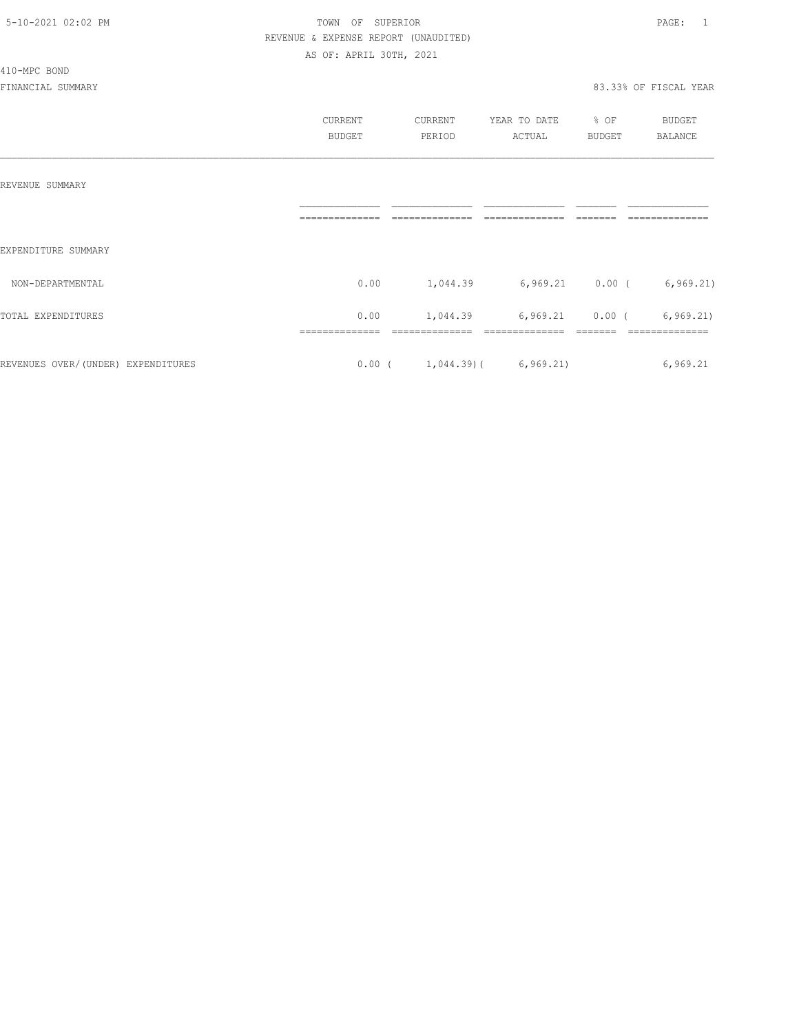TOWN OF SUPERIOR

REVENUE & EXPENSE REPORT (UNAUDITED)

AS OF: APRIL 30TH, 2021

410-MPC BOND

FINANCIAL SUMMARY

83.33% OF FISCAL YEAR

| | CURRENT BUDGET | CURRENT PERIOD | YEAR TO DATE ACTUAL | % OF BUDGET | BUDGET BALANCE |
|---|---|---|---|---|---|
| REVENUE SUMMARY | | | | | |
| EXPENDITURE SUMMARY | | | | | |
| NON-DEPARTMENTAL | 0.00 | 1,044.39 | 6,969.21 | 0.00 | ( 6,969.21) |
| TOTAL EXPENDITURES | 0.00 | 1,044.39 | 6,969.21 | 0.00 | ( 6,969.21) |
| REVENUES OVER/(UNDER) EXPENDITURES | 0.00 | ( 1,044.39) | ( 6,969.21) | | 6,969.21 |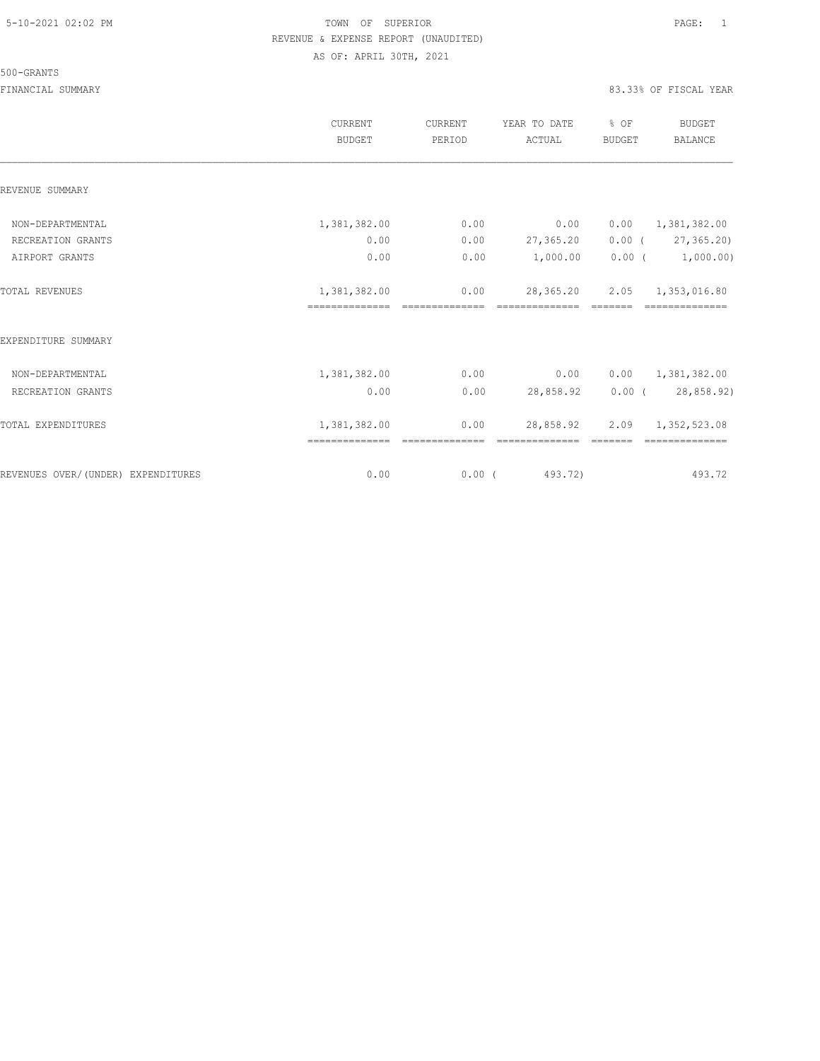TOWN OF SUPERIOR

REVENUE & EXPENSE REPORT (UNAUDITED)

AS OF: APRIL 30TH, 2021

500-GRANTS

FINANCIAL SUMMARY

83.33% OF FISCAL YEAR

| | CURRENT BUDGET | CURRENT PERIOD | YEAR TO DATE ACTUAL | % OF BUDGET | BUDGET BALANCE |
|---|---|---|---|---|---|
| **REVENUE SUMMARY** | | | | | |
| NON-DEPARTMENTAL | 1,381,382.00 | 0.00 | 0.00 | 0.00 | 1,381,382.00 |
| RECREATION GRANTS | 0.00 | 0.00 | 27,365.20 | 0.00 | ( 27,365.20) |
| AIRPORT GRANTS | 0.00 | 0.00 | 1,000.00 | 0.00 | ( 1,000.00) |
| TOTAL REVENUES | 1,381,382.00 | 0.00 | 28,365.20 | 2.05 | 1,353,016.80 |
| **EXPENDITURE SUMMARY** | | | | | |
| NON-DEPARTMENTAL | 1,381,382.00 | 0.00 | 0.00 | 0.00 | 1,381,382.00 |
| RECREATION GRANTS | 0.00 | 0.00 | 28,858.92 | 0.00 | ( 28,858.92) |
| TOTAL EXPENDITURES | 1,381,382.00 | 0.00 | 28,858.92 | 2.09 | 1,352,523.08 |
| REVENUES OVER/(UNDER) EXPENDITURES | 0.00 | 0.00 | ( 493.72) | | 493.72 |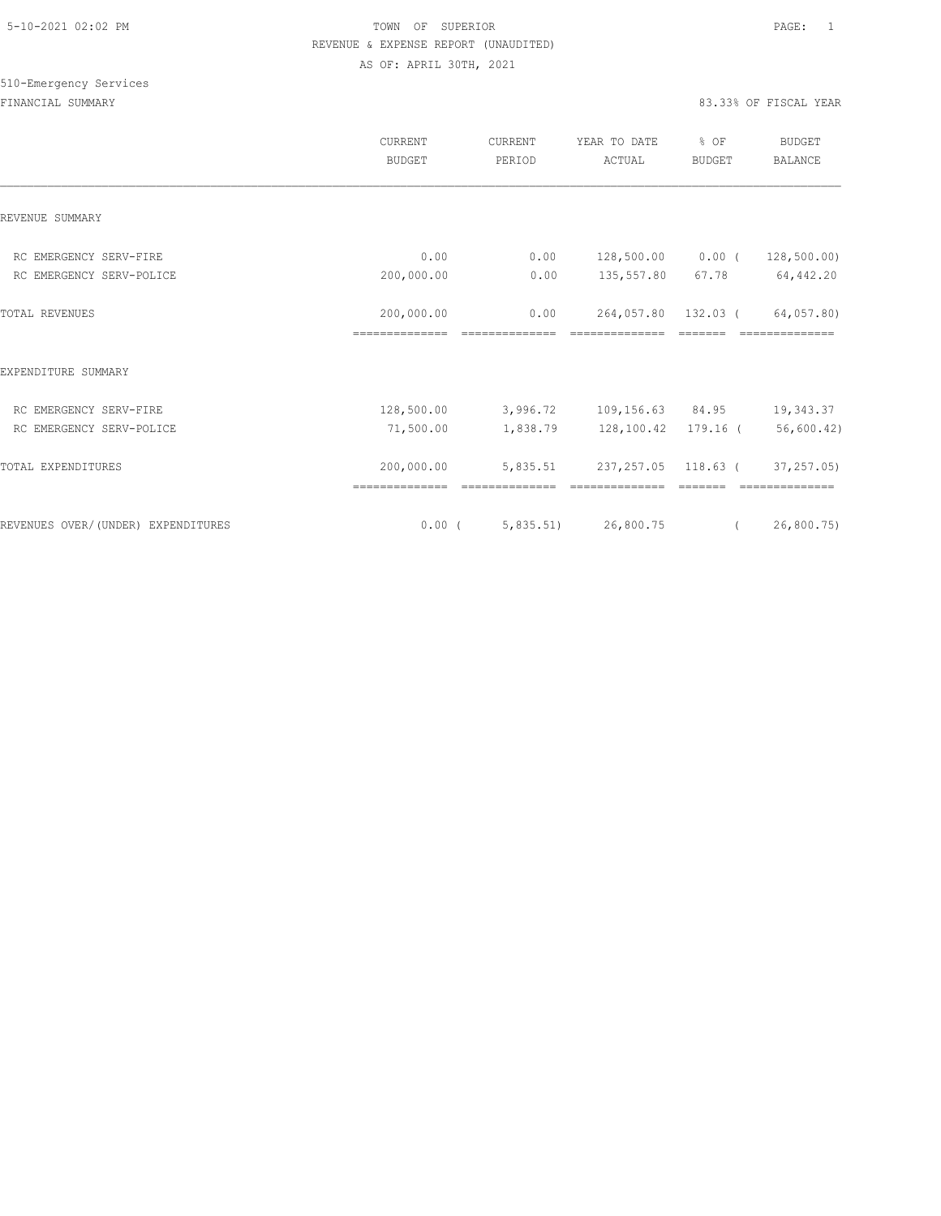TOWN OF SUPERIOR
REVENUE & EXPENSE REPORT (UNAUDITED)
AS OF: APRIL 30TH, 2021

510-Emergency Services

FINANCIAL SUMMARY

83.33% OF FISCAL YEAR

| | CURRENT BUDGET | CURRENT PERIOD | YEAR TO DATE ACTUAL | % OF BUDGET | BUDGET BALANCE |
|---|---|---|---|---|---|
| REVENUE SUMMARY | | | | | |
| RC EMERGENCY SERV-FIRE | 0.00 | 0.00 | 128,500.00 | 0.00 | ( 128,500.00) |
| RC EMERGENCY SERV-POLICE | 200,000.00 | 0.00 | 135,557.80 | 67.78 | 64,442.20 |
| TOTAL REVENUES | 200,000.00 | 0.00 | 264,057.80 | 132.03 | ( 64,057.80) |
| EXPENDITURE SUMMARY | | | | | |
| RC EMERGENCY SERV-FIRE | 128,500.00 | 3,996.72 | 109,156.63 | 84.95 | 19,343.37 |
| RC EMERGENCY SERV-POLICE | 71,500.00 | 1,838.79 | 128,100.42 | 179.16 | ( 56,600.42) |
| TOTAL EXPENDITURES | 200,000.00 | 5,835.51 | 237,257.05 | 118.63 | ( 37,257.05) |
| REVENUES OVER/(UNDER) EXPENDITURES | 0.00 | ( 5,835.51) | 26,800.75 | | ( 26,800.75) |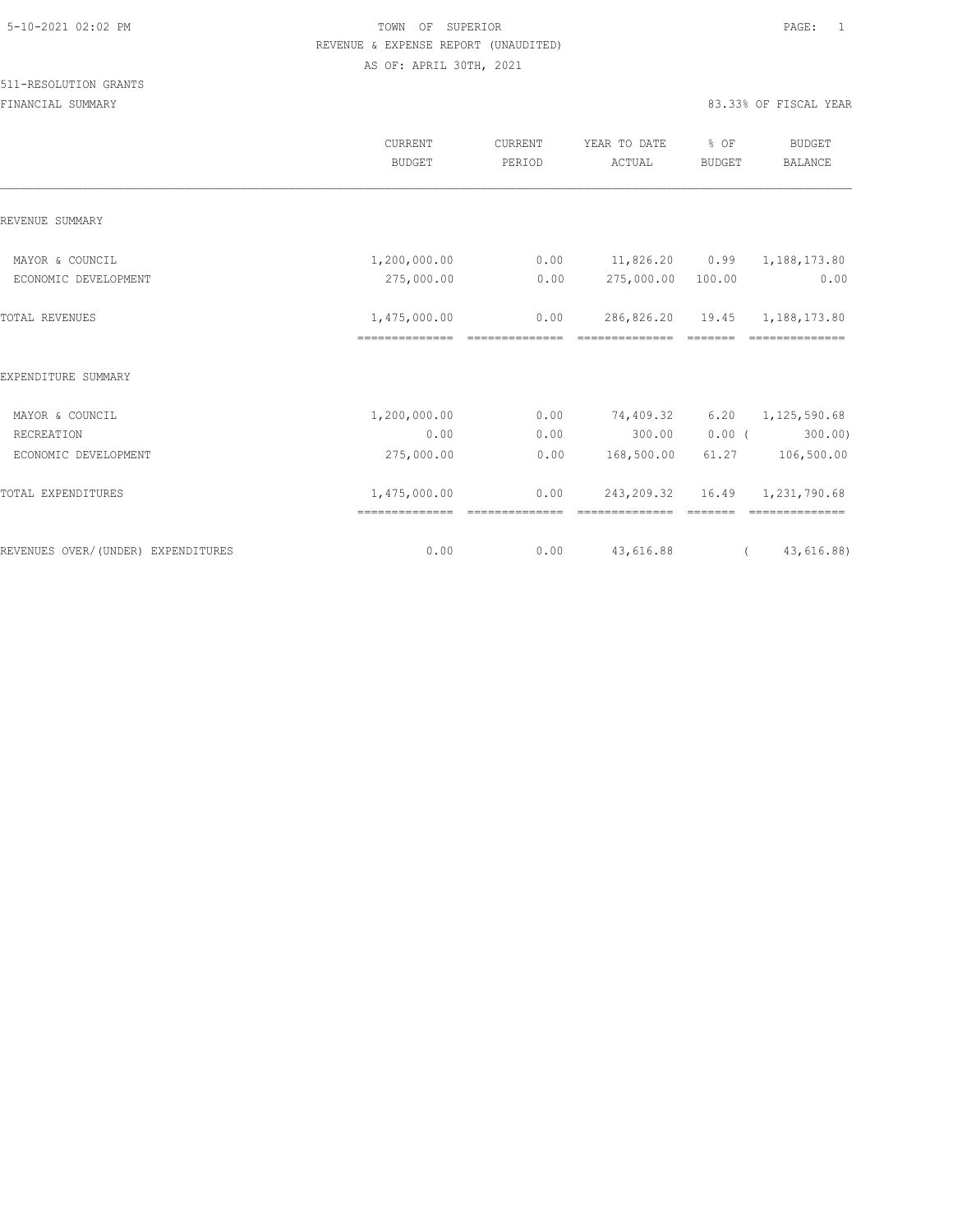TOWN OF SUPERIOR
REVENUE & EXPENSE REPORT (UNAUDITED)
AS OF: APRIL 30TH, 2021

511-RESOLUTION GRANTS

FINANCIAL SUMMARY — 83.33% OF FISCAL YEAR

| | CURRENT BUDGET | CURRENT PERIOD | YEAR TO DATE ACTUAL | % OF BUDGET | BUDGET BALANCE |
|---|---|---|---|---|---|
| **REVENUE SUMMARY** | | | | | |
| MAYOR & COUNCIL | 1,200,000.00 | 0.00 | 11,826.20 | 0.99 | 1,188,173.80 |
| ECONOMIC DEVELOPMENT | 275,000.00 | 0.00 | 275,000.00 | 100.00 | 0.00 |
| TOTAL REVENUES | 1,475,000.00 | 0.00 | 286,826.20 | 19.45 | 1,188,173.80 |
| **EXPENDITURE SUMMARY** | | | | | |
| MAYOR & COUNCIL | 1,200,000.00 | 0.00 | 74,409.32 | 6.20 | 1,125,590.68 |
| RECREATION | 0.00 | 0.00 | 300.00 | 0.00 | ( 300.00) |
| ECONOMIC DEVELOPMENT | 275,000.00 | 0.00 | 168,500.00 | 61.27 | 106,500.00 |
| TOTAL EXPENDITURES | 1,475,000.00 | 0.00 | 243,209.32 | 16.49 | 1,231,790.68 |
| REVENUES OVER/(UNDER) EXPENDITURES | 0.00 | 0.00 | 43,616.88 | | ( 43,616.88) |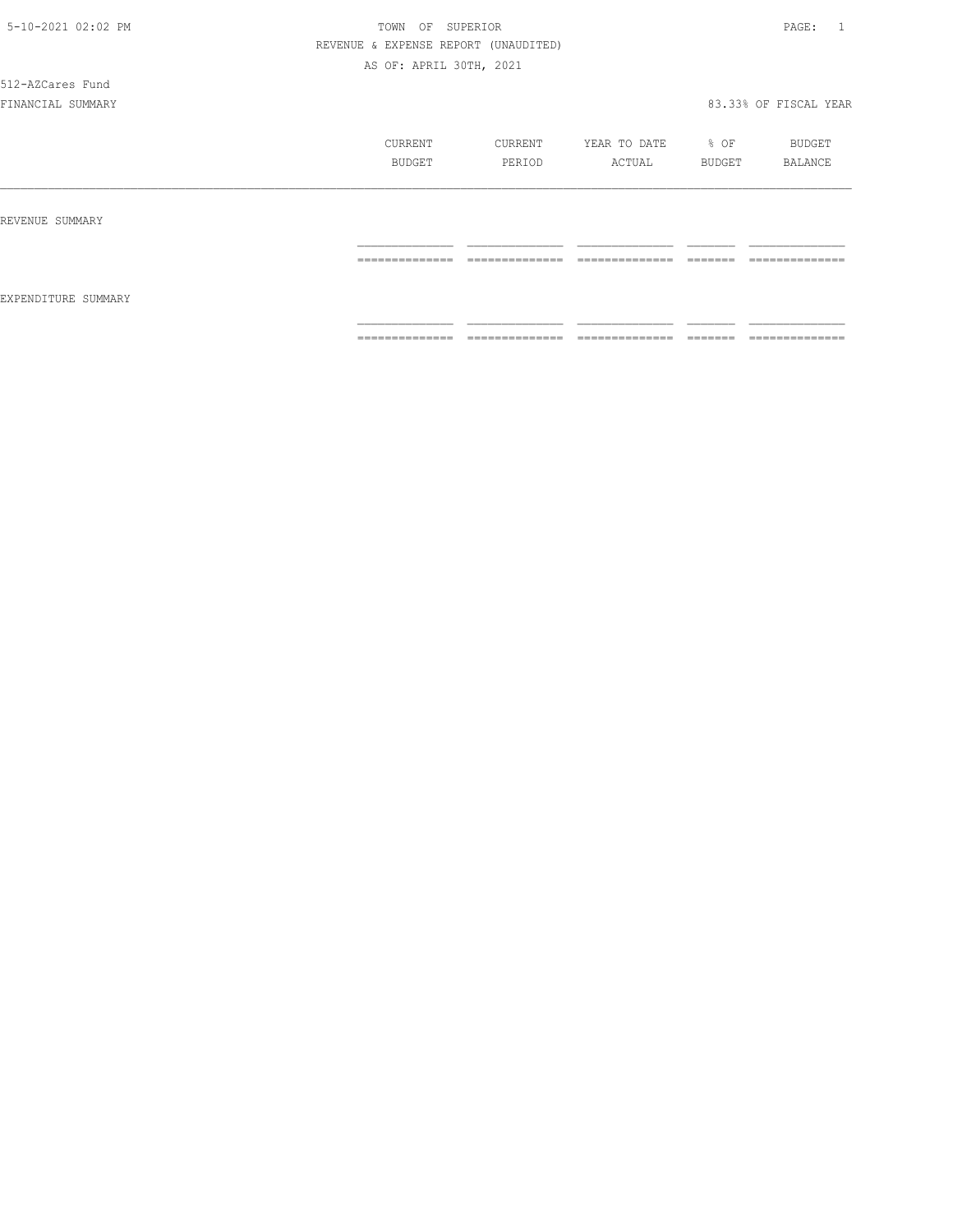5-10-2021 02:02 PM

TOWN OF SUPERIOR

REVENUE & EXPENSE REPORT (UNAUDITED)

AS OF: APRIL 30TH, 2021

512-AZCares Fund

FINANCIAL SUMMARY

83.33% OF FISCAL YEAR

| | CURRENT BUDGET | CURRENT PERIOD | YEAR TO DATE ACTUAL | % OF BUDGET | BUDGET BALANCE |
|---|---|---|---|---|---|
| REVENUE SUMMARY | | | | | |
| EXPENDITURE SUMMARY | | | | | |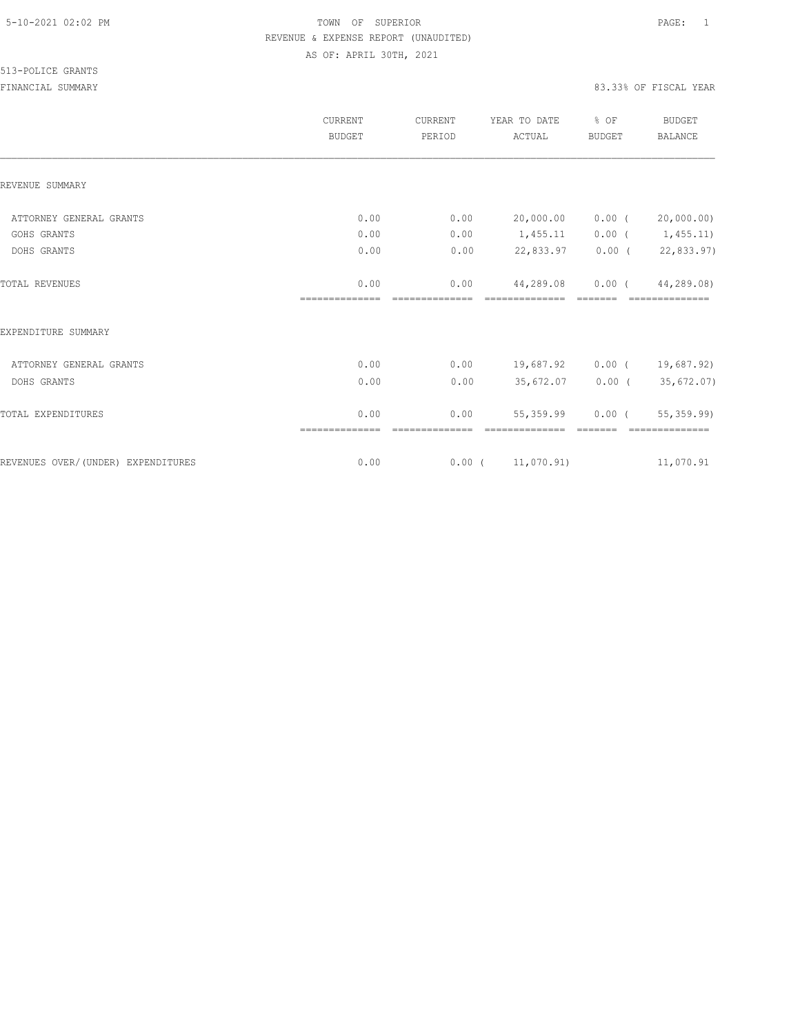TOWN OF SUPERIOR
REVENUE & EXPENSE REPORT (UNAUDITED)
AS OF: APRIL 30TH, 2021

513-POLICE GRANTS

FINANCIAL SUMMARY — 83.33% OF FISCAL YEAR

| | CURRENT BUDGET | CURRENT PERIOD | YEAR TO DATE ACTUAL | % OF BUDGET | BUDGET BALANCE |
|---|---|---|---|---|---|
| **REVENUE SUMMARY** | | | | | |
| ATTORNEY GENERAL GRANTS | 0.00 | 0.00 | 20,000.00 | 0.00 | ( 20,000.00) |
| GOHS GRANTS | 0.00 | 0.00 | 1,455.11 | 0.00 | ( 1,455.11) |
| DOHS GRANTS | 0.00 | 0.00 | 22,833.97 | 0.00 | ( 22,833.97) |
| TOTAL REVENUES | 0.00 | 0.00 | 44,289.08 | 0.00 | ( 44,289.08) |
| **EXPENDITURE SUMMARY** | | | | | |
| ATTORNEY GENERAL GRANTS | 0.00 | 0.00 | 19,687.92 | 0.00 | ( 19,687.92) |
| DOHS GRANTS | 0.00 | 0.00 | 35,672.07 | 0.00 | ( 35,672.07) |
| TOTAL EXPENDITURES | 0.00 | 0.00 | 55,359.99 | 0.00 | ( 55,359.99) |
| REVENUES OVER/(UNDER) EXPENDITURES | 0.00 | 0.00 | ( 11,070.91) | | 11,070.91 |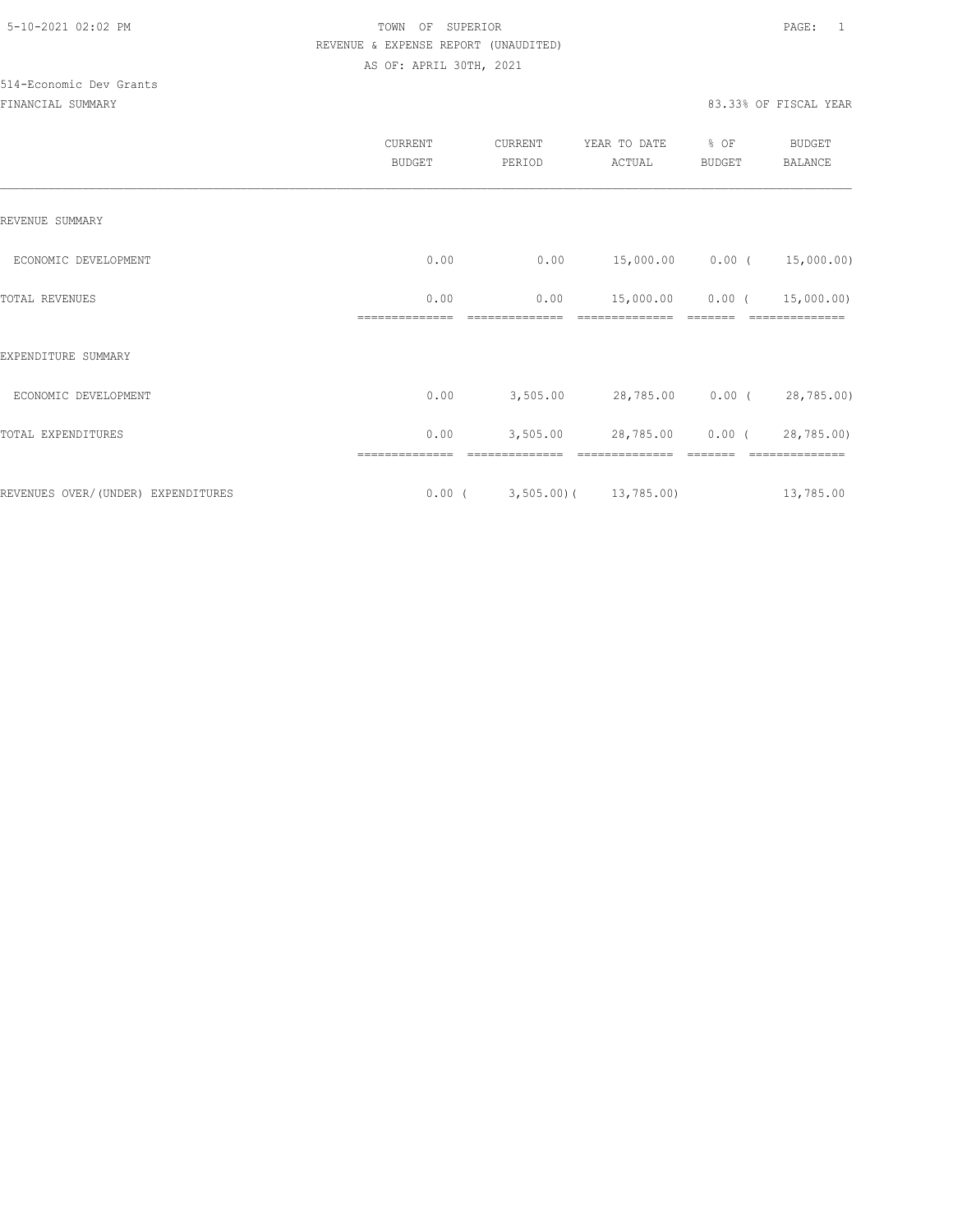TOWN OF SUPERIOR
REVENUE & EXPENSE REPORT (UNAUDITED)
AS OF: APRIL 30TH, 2021

514-Economic Dev Grants

FINANCIAL SUMMARY — 83.33% OF FISCAL YEAR

| | CURRENT BUDGET | CURRENT PERIOD | YEAR TO DATE ACTUAL | % OF BUDGET | BUDGET BALANCE |
|---|---|---|---|---|---|
| **REVENUE SUMMARY** | | | | | |
| ECONOMIC DEVELOPMENT | 0.00 | 0.00 | 15,000.00 | 0.00 | (15,000.00) |
| TOTAL REVENUES | 0.00 | 0.00 | 15,000.00 | 0.00 | (15,000.00) |
| **EXPENDITURE SUMMARY** | | | | | |
| ECONOMIC DEVELOPMENT | 0.00 | 3,505.00 | 28,785.00 | 0.00 | (28,785.00) |
| TOTAL EXPENDITURES | 0.00 | 3,505.00 | 28,785.00 | 0.00 | (28,785.00) |
| REVENUES OVER/(UNDER) EXPENDITURES | 0.00 | (3,505.00) | (13,785.00) | | 13,785.00 |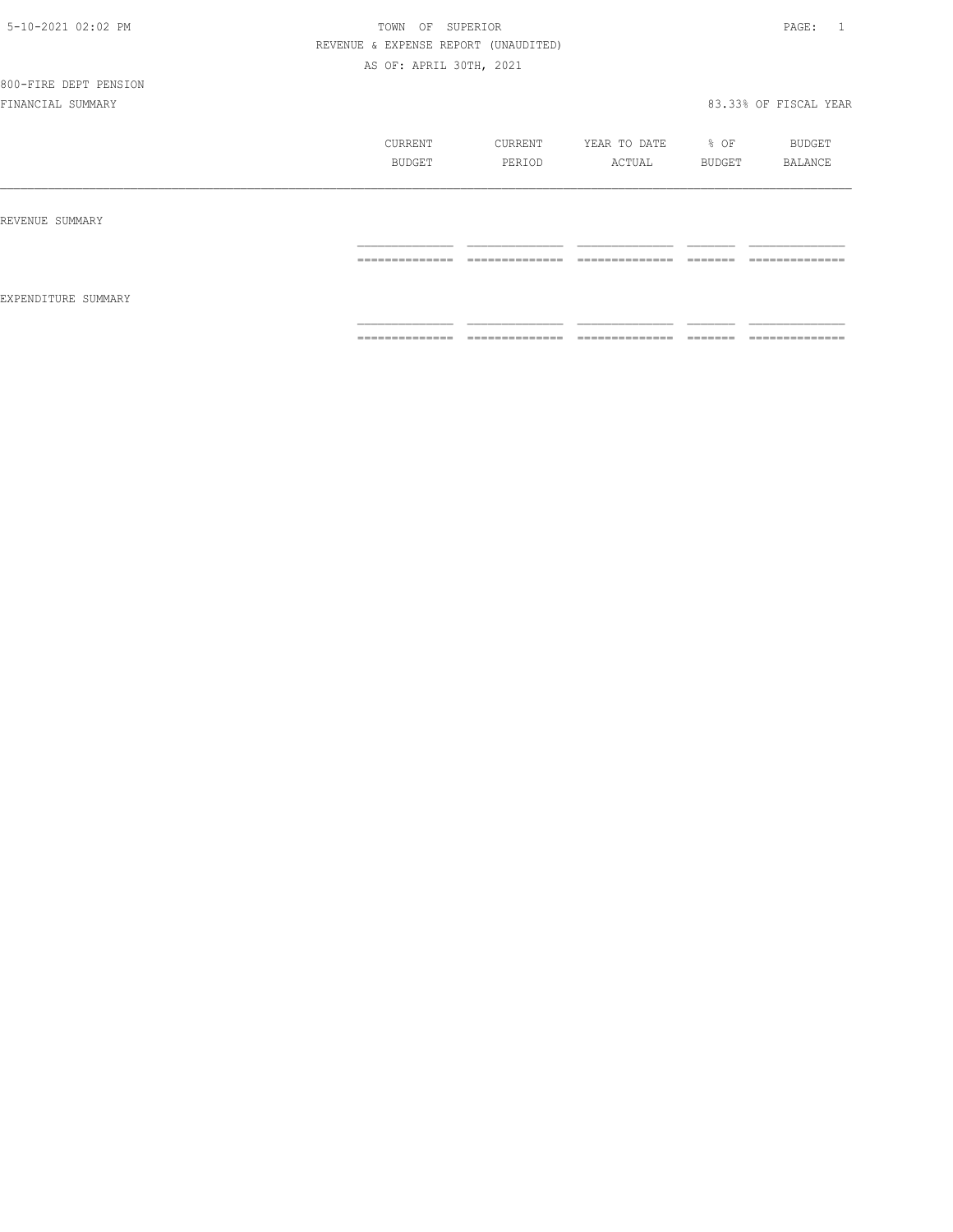TOWN OF SUPERIOR

REVENUE & EXPENSE REPORT (UNAUDITED)

AS OF: APRIL 30TH, 2021

800-FIRE DEPT PENSION

FINANCIAL SUMMARY

83.33% OF FISCAL YEAR

| | CURRENT BUDGET | CURRENT PERIOD | YEAR TO DATE ACTUAL | % OF BUDGET | BUDGET BALANCE |
|---|---|---|---|---|---|
| REVENUE SUMMARY | | | | | |
| EXPENDITURE SUMMARY | | | | | |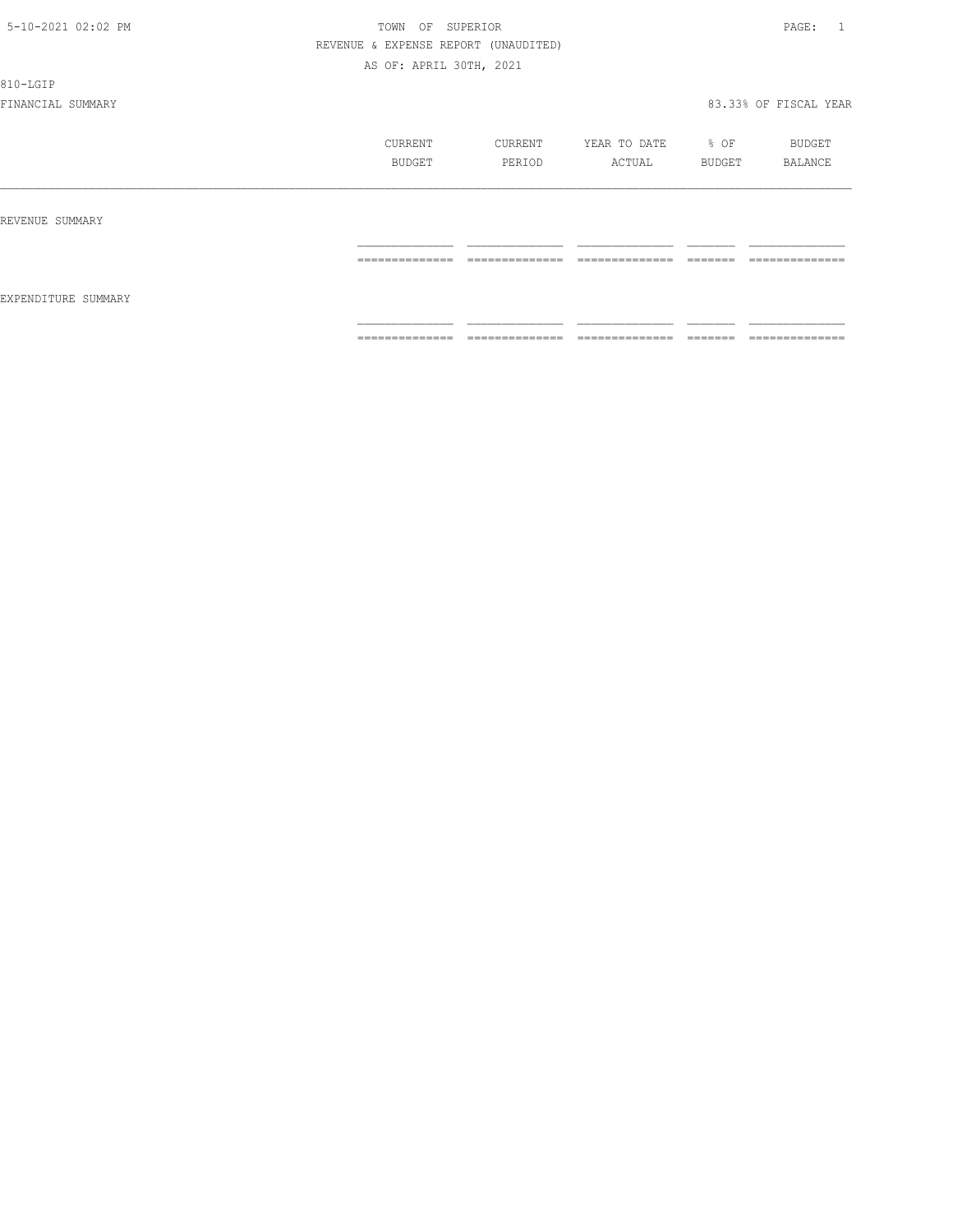TOWN OF SUPERIOR

REVENUE & EXPENSE REPORT (UNAUDITED)

AS OF: APRIL 30TH, 2021

810-LGIP

FINANCIAL SUMMARY

83.33% OF FISCAL YEAR

| | CURRENT BUDGET | CURRENT PERIOD | YEAR TO DATE ACTUAL | % OF BUDGET | BUDGET BALANCE |
|---|---|---|---|---|---|
| REVENUE SUMMARY | | | | | |
| | | | | | |
| EXPENDITURE SUMMARY | | | | | |
| | | | | | |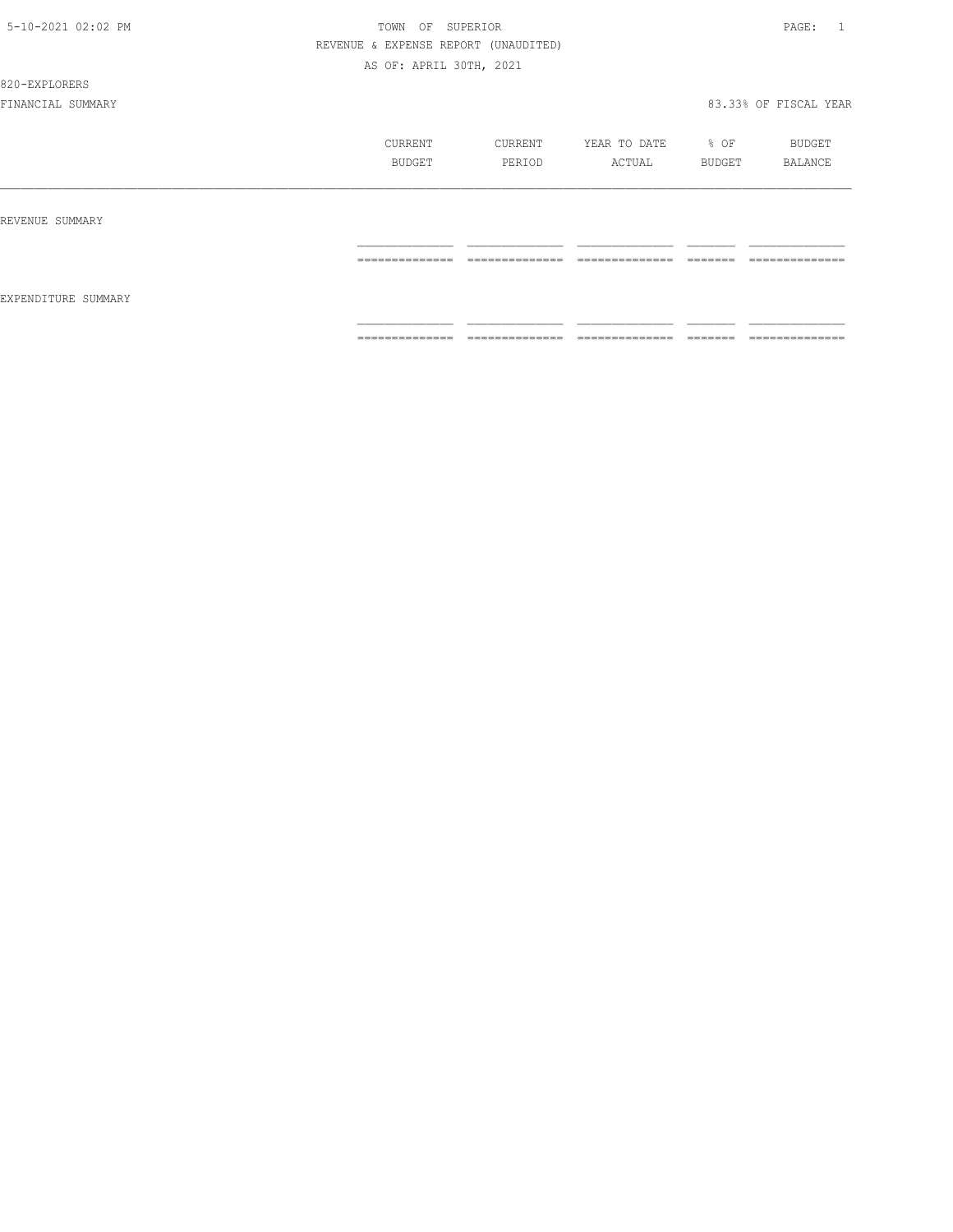TOWN OF SUPERIOR

REVENUE & EXPENSE REPORT (UNAUDITED)

AS OF: APRIL 30TH, 2021

820-EXPLORERS

FINANCIAL SUMMARY 83.33% OF FISCAL YEAR

| | CURRENT BUDGET | CURRENT PERIOD | YEAR TO DATE ACTUAL | % OF BUDGET | BUDGET BALANCE |
|---|---|---|---|---|---|
| REVENUE SUMMARY | | | | | |
| EXPENDITURE SUMMARY | | | | | |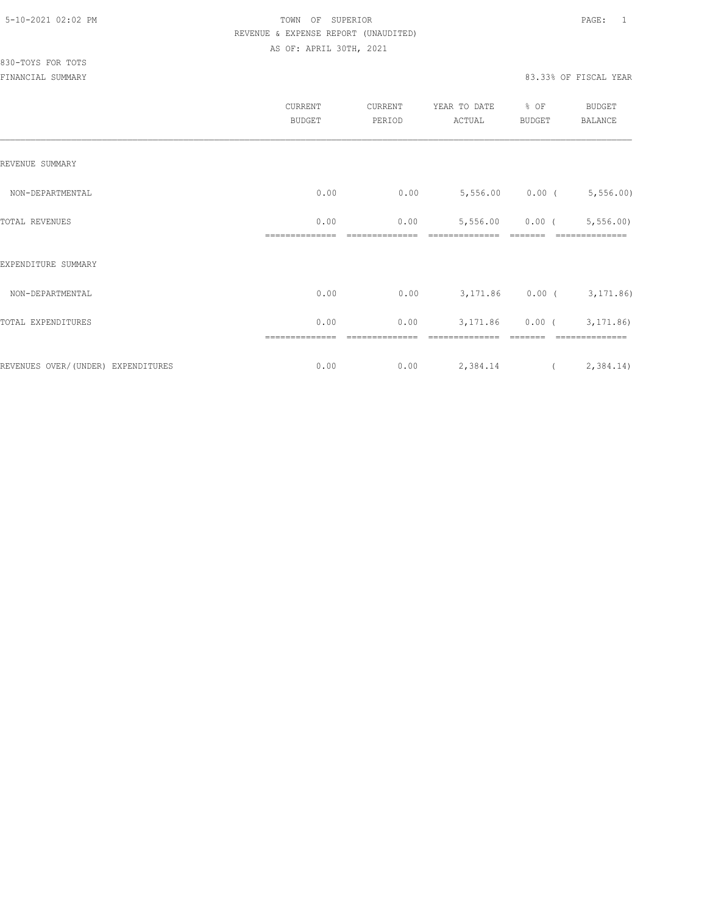TOWN OF SUPERIOR
REVENUE & EXPENSE REPORT (UNAUDITED)
AS OF: APRIL 30TH, 2021

830-TOYS FOR TOTS
FINANCIAL SUMMARY

83.33% OF FISCAL YEAR

| | CURRENT BUDGET | CURRENT PERIOD | YEAR TO DATE ACTUAL | % OF BUDGET | BUDGET BALANCE |
|---|---|---|---|---|---|
| REVENUE SUMMARY | | | | | |
| NON-DEPARTMENTAL | 0.00 | 0.00 | 5,556.00 | 0.00 | ( 5,556.00) |
| TOTAL REVENUES | 0.00 | 0.00 | 5,556.00 | 0.00 | ( 5,556.00) |
| EXPENDITURE SUMMARY | | | | | |
| NON-DEPARTMENTAL | 0.00 | 0.00 | 3,171.86 | 0.00 | ( 3,171.86) |
| TOTAL EXPENDITURES | 0.00 | 0.00 | 3,171.86 | 0.00 | ( 3,171.86) |
| REVENUES OVER/(UNDER) EXPENDITURES | 0.00 | 0.00 | 2,384.14 | | ( 2,384.14) |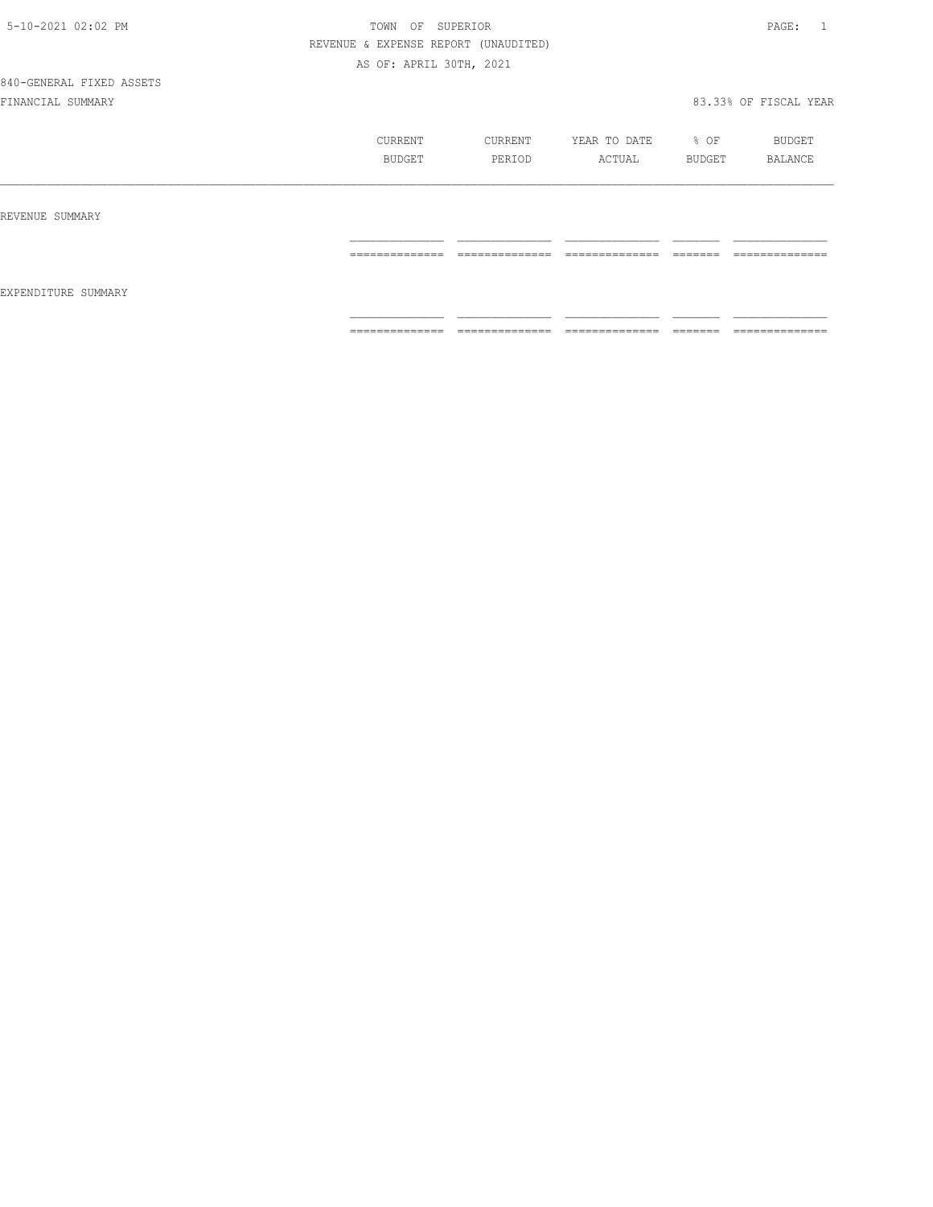5-10-2021 02:02 PM

TOWN OF SUPERIOR

REVENUE & EXPENSE REPORT (UNAUDITED)

AS OF: APRIL 30TH, 2021

840-GENERAL FIXED ASSETS

FINANCIAL SUMMARY

83.33% OF FISCAL YEAR

| | CURRENT BUDGET | CURRENT PERIOD | YEAR TO DATE ACTUAL | % OF BUDGET | BUDGET BALANCE |
|---|---|---|---|---|---|
| REVENUE SUMMARY | | | | | |
| EXPENDITURE SUMMARY | | | | | |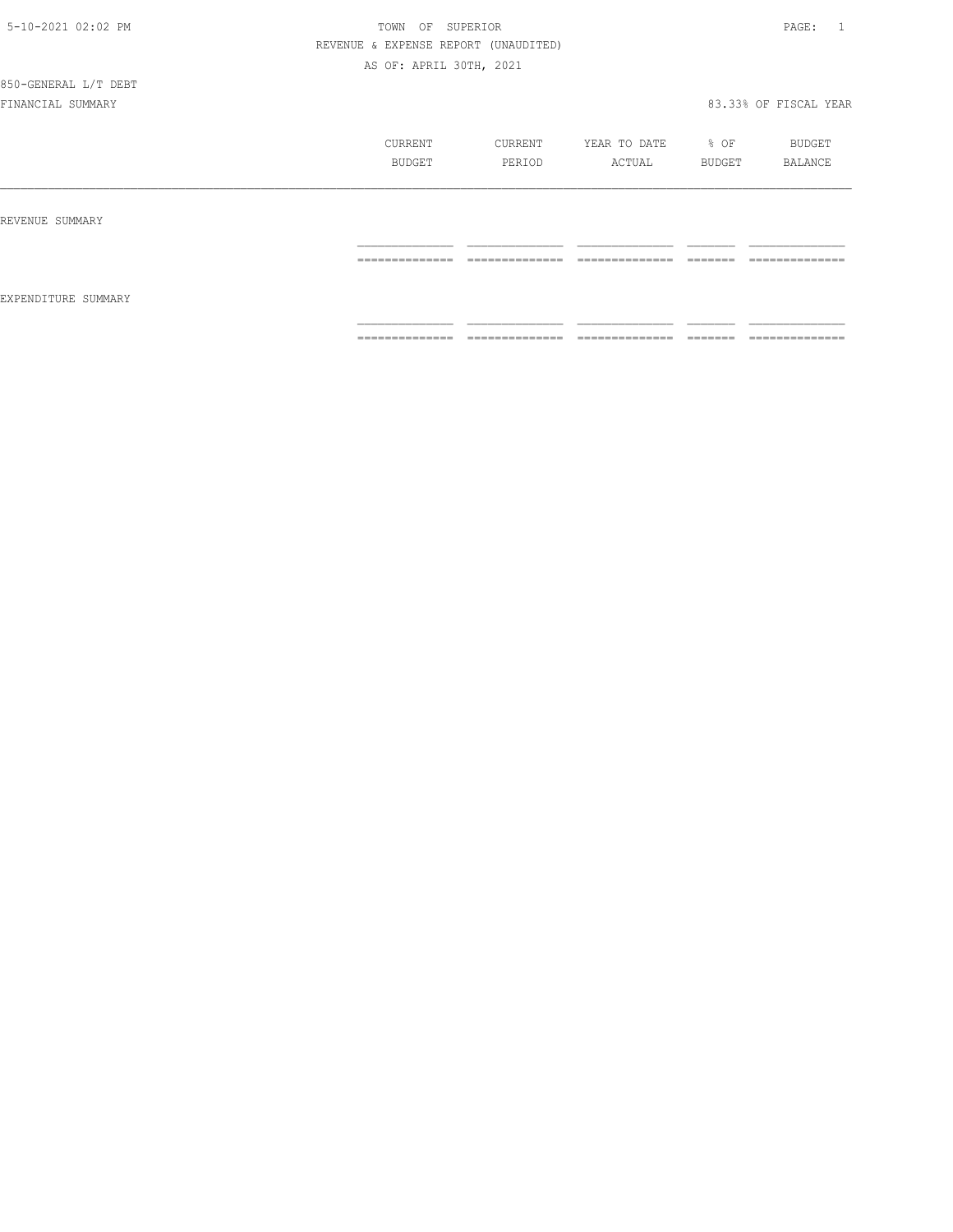5-10-2021 02:02 PM TOWN OF SUPERIOR

REVENUE & EXPENSE REPORT (UNAUDITED)

AS OF: APRIL 30TH, 2021

850-GENERAL L/T DEBT

FINANCIAL SUMMARY 83.33% OF FISCAL YEAR

| | CURRENT BUDGET | CURRENT PERIOD | YEAR TO DATE ACTUAL | % OF BUDGET | BUDGET BALANCE |
|---|---|---|---|---|---|
| REVENUE SUMMARY | | | | | |
| EXPENDITURE SUMMARY | | | | | |